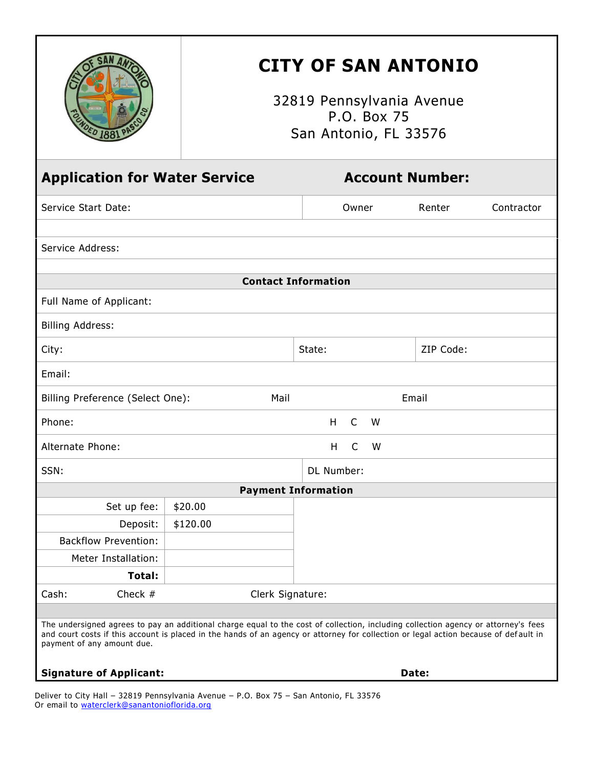# CITY OF SAN ANTONIO

32819 Pennsylvania Avenue
P.O. Box 75
San Antonio, FL 33576

## Application for Water Service

**Account Number:**

| Service Start Date: | Owner | Renter | Contractor |
|---|---|---|---|

Service Address:

### Contact Information

| Full Name of Applicant: | | |
|---|---|---|
| Billing Address: | | |
| City: | State: | ZIP Code: |
| Email: | | |
| Billing Preference (Select One): | Mail | Email |
| Phone: | H C W | |
| Alternate Phone: | H C W | |
| SSN: | DL Number: | |

### Payment Information

| | |
|---|---|
| Set up fee: | $20.00 |
| Deposit: | $120.00 |
| Backflow Prevention: | |
| Meter Installation: | |
| **Total:** | |

| Cash: | Check # | Clerk Signature: |
|---|---|---|

The undersigned agrees to pay an additional charge equal to the cost of collection, including collection agency or attorney's fees and court costs if this account is placed in the hands of an agency or attorney for collection or legal action because of default in payment of any amount due.

**Signature of Applicant:** **Date:**

Deliver to City Hall – 32819 Pennsylvania Avenue – P.O. Box 75 – San Antonio, FL 33576
Or email to waterclerk@sanantonioflorida.org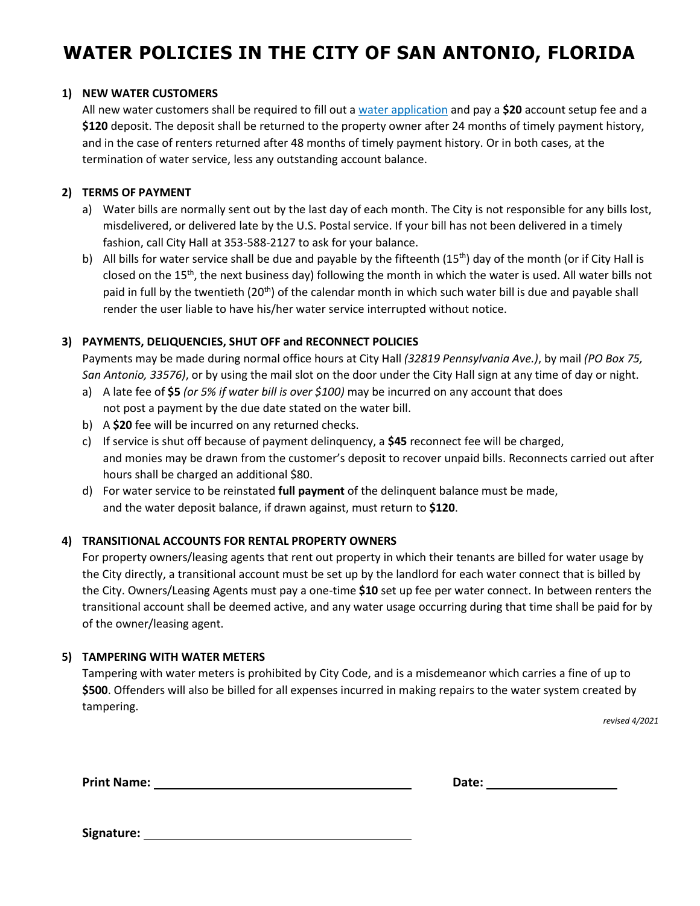# WATER POLICIES IN THE CITY OF SAN ANTONIO, FLORIDA

**1) NEW WATER CUSTOMERS**

All new water customers shall be required to fill out a water application and pay a **$20** account setup fee and a **$120** deposit. The deposit shall be returned to the property owner after 24 months of timely payment history, and in the case of renters returned after 48 months of timely payment history. Or in both cases, at the termination of water service, less any outstanding account balance.

**2) TERMS OF PAYMENT**

a) Water bills are normally sent out by the last day of each month. The City is not responsible for any bills lost, misdelivered, or delivered late by the U.S. Postal service. If your bill has not been delivered in a timely fashion, call City Hall at 353-588-2127 to ask for your balance.

b) All bills for water service shall be due and payable by the fifteenth (15th) day of the month (or if City Hall is closed on the 15th, the next business day) following the month in which the water is used. All water bills not paid in full by the twentieth (20th) of the calendar month in which such water bill is due and payable shall render the user liable to have his/her water service interrupted without notice.

**3) PAYMENTS, DELIQUENCIES, SHUT OFF and RECONNECT POLICIES**

Payments may be made during normal office hours at City Hall *(32819 Pennsylvania Ave.)*, by mail *(PO Box 75, San Antonio, 33576)*, or by using the mail slot on the door under the City Hall sign at any time of day or night.

a) A late fee of **$5** *(or 5% if water bill is over $100)* may be incurred on any account that does not post a payment by the due date stated on the water bill.

b) A **$20** fee will be incurred on any returned checks.

c) If service is shut off because of payment delinquency, a **$45** reconnect fee will be charged, and monies may be drawn from the customer's deposit to recover unpaid bills. Reconnects carried out after hours shall be charged an additional $80.

d) For water service to be reinstated **full payment** of the delinquent balance must be made, and the water deposit balance, if drawn against, must return to **$120**.

**4) TRANSITIONAL ACCOUNTS FOR RENTAL PROPERTY OWNERS**

For property owners/leasing agents that rent out property in which their tenants are billed for water usage by the City directly, a transitional account must be set up by the landlord for each water connect that is billed by the City. Owners/Leasing Agents must pay a one-time **$10** set up fee per water connect. In between renters the transitional account shall be deemed active, and any water usage occurring during that time shall be paid for by of the owner/leasing agent.

**5) TAMPERING WITH WATER METERS**

Tampering with water meters is prohibited by City Code, and is a misdemeanor which carries a fine of up to **$500**. Offenders will also be billed for all expenses incurred in making repairs to the water system created by tampering.

*revised 4/2021*

**Print Name:** ______________________________ **Date:** ________________

**Signature:** ______________________________